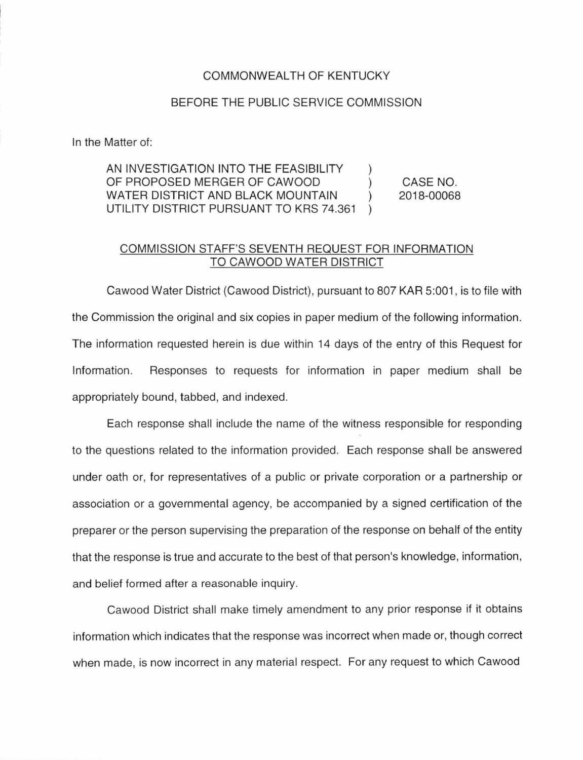COMMONWEALTH OF KENTUCKY

BEFORE THE PUBLIC SERVICE COMMISSION

In the Matter of:

| | | |
|---|---|---|
| AN INVESTIGATION INTO THE FEASIBILITY OF PROPOSED MERGER OF CAWOOD WATER DISTRICT AND BLACK MOUNTAIN UTILITY DISTRICT PURSUANT TO KRS 74.361 | ) ) ) ) | CASE NO. 2018-00068 |

COMMISSION STAFF'S SEVENTH REQUEST FOR INFORMATION TO CAWOOD WATER DISTRICT

Cawood Water District (Cawood District), pursuant to 807 KAR 5:001, is to file with the Commission the original and six copies in paper medium of the following information. The information requested herein is due within 14 days of the entry of this Request for Information. Responses to requests for information in paper medium shall be appropriately bound, tabbed, and indexed.

Each response shall include the name of the witness responsible for responding to the questions related to the information provided. Each response shall be answered under oath or, for representatives of a public or private corporation or a partnership or association or a governmental agency, be accompanied by a signed certification of the preparer or the person supervising the preparation of the response on behalf of the entity that the response is true and accurate to the best of that person's knowledge, information, and belief formed after a reasonable inquiry.

Cawood District shall make timely amendment to any prior response if it obtains information which indicates that the response was incorrect when made or, though correct when made, is now incorrect in any material respect. For any request to which Cawood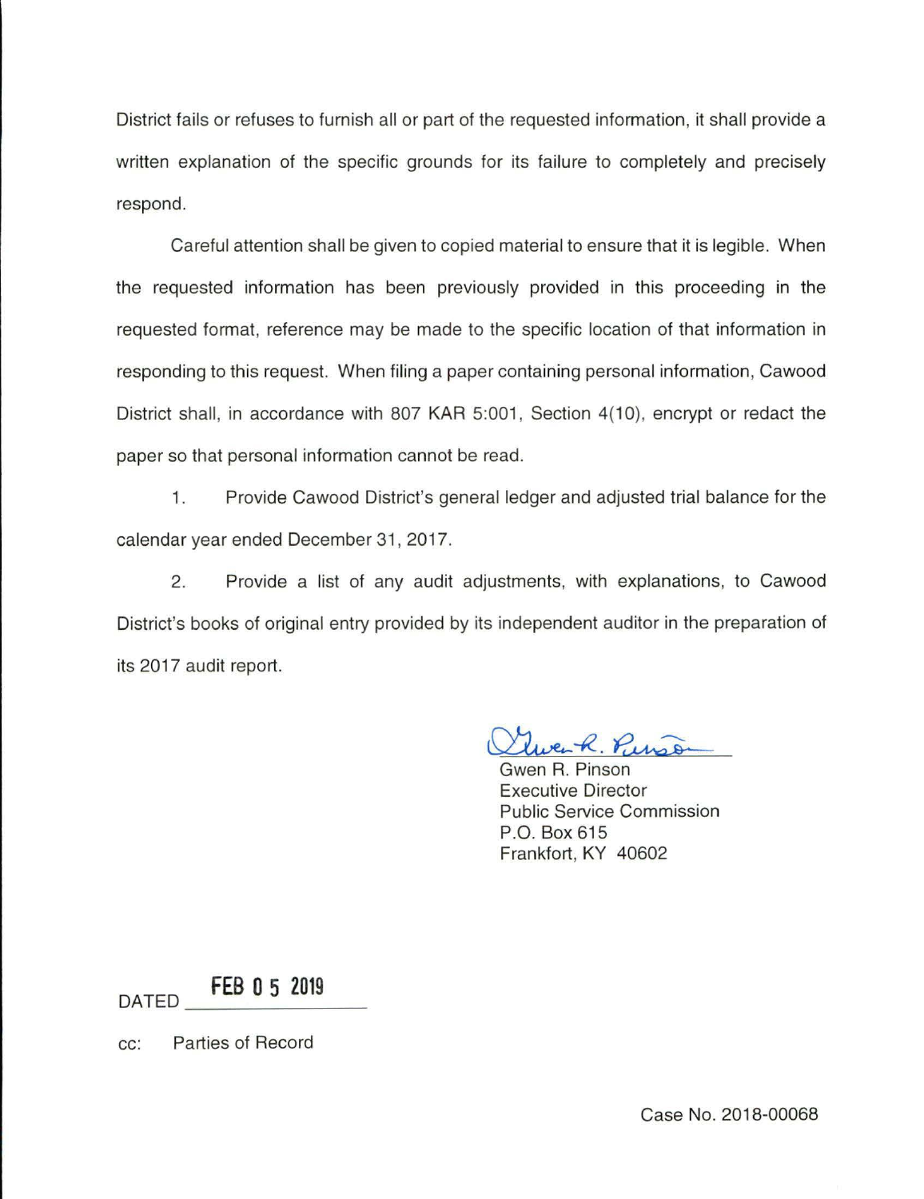District fails or refuses to furnish all or part of the requested information, it shall provide a written explanation of the specific grounds for its failure to completely and precisely respond.

Careful attention shall be given to copied material to ensure that it is legible. When the requested information has been previously provided in this proceeding in the requested format, reference may be made to the specific location of that information in responding to this request. When filing a paper containing personal information, Cawood District shall, in accordance with 807 KAR 5:001, Section 4(10), encrypt or redact the paper so that personal information cannot be read.

1. Provide Cawood District's general ledger and adjusted trial balance for the calendar year ended December 31, 2017.

2. Provide a list of any audit adjustments, with explanations, to Cawood District's books of original entry provided by its independent auditor in the preparation of its 2017 audit report.

Gwen R. Pinson
Executive Director
Public Service Commission
P.O. Box 615
Frankfort, KY 40602

DATED FEB 05 2019

cc: Parties of Record

Case No. 2018-00068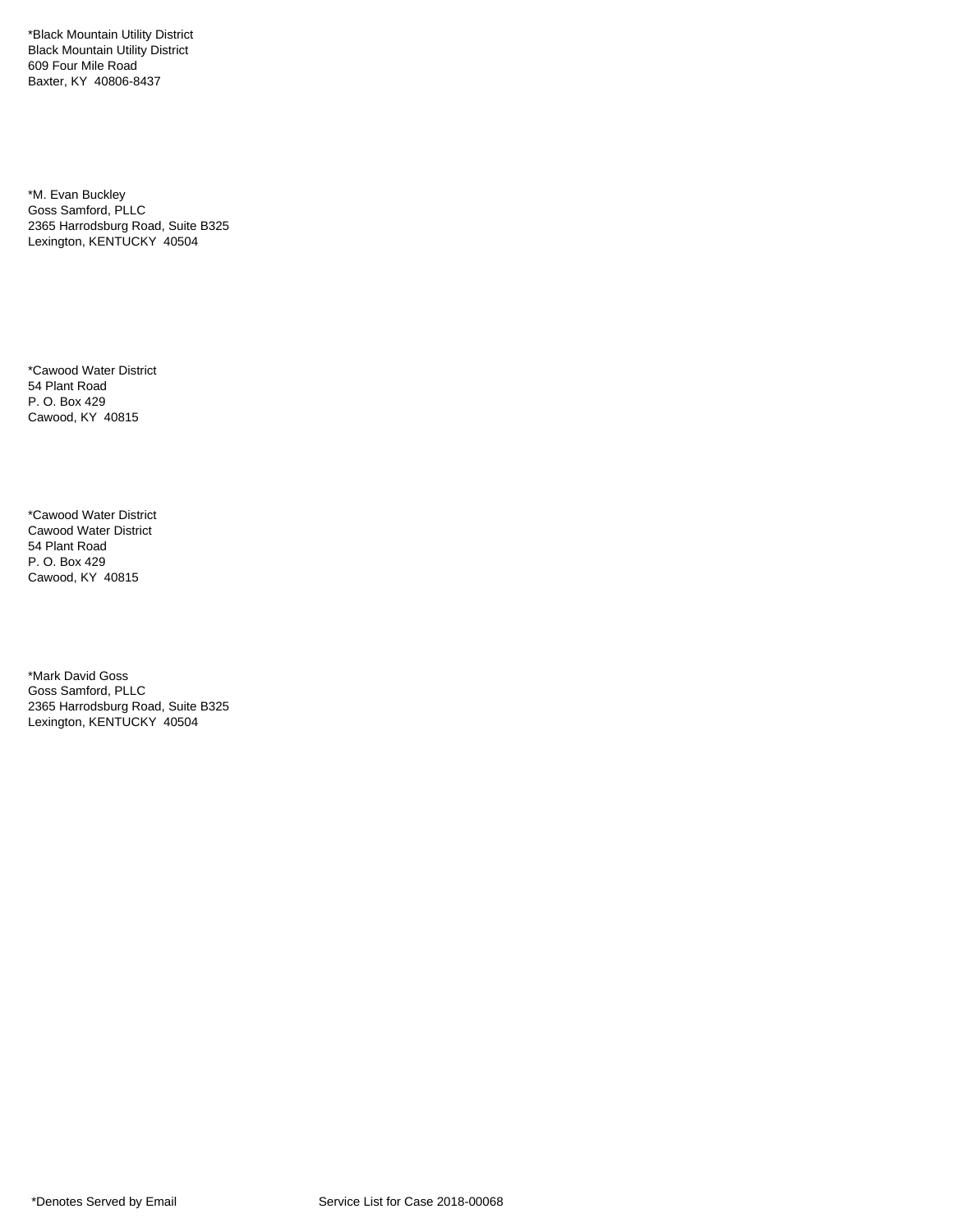*Black Mountain Utility District
Black Mountain Utility District
609 Four Mile Road
Baxter, KY  40806-8437

*M. Evan Buckley
Goss Samford, PLLC
2365 Harrodsburg Road, Suite B325
Lexington, KENTUCKY  40504

*Cawood Water District
54 Plant Road
P. O. Box 429
Cawood, KY  40815

*Cawood Water District
Cawood Water District
54 Plant Road
P. O. Box 429
Cawood, KY  40815

*Mark David Goss
Goss Samford, PLLC
2365 Harrodsburg Road, Suite B325
Lexington, KENTUCKY  40504

*Denotes Served by Email

Service List for Case 2018-00068